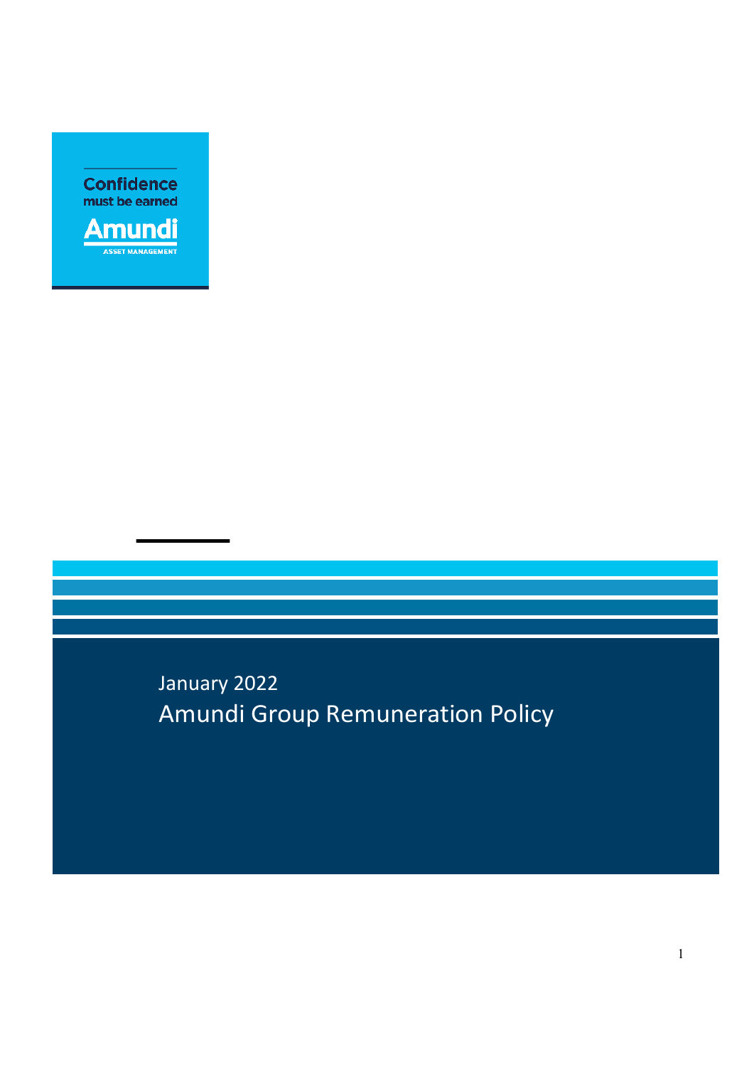Confidence must be earned

Amundi

ASSET MANAGEMENT

January 2022

# Amundi Group Remuneration Policy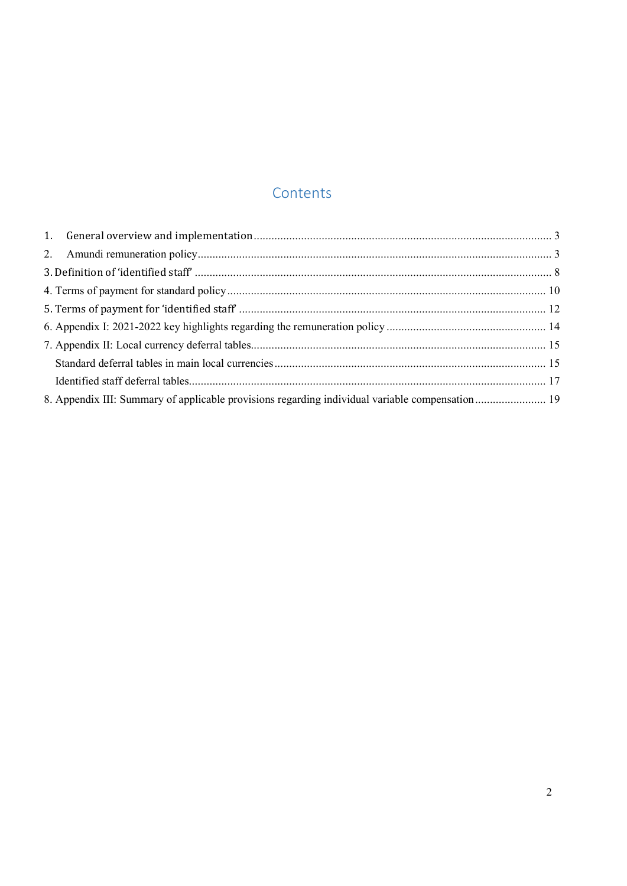# Contents

1. General overview and implementation ... 3
2. Amundi remuneration policy ... 3

3. Definition of 'identified staff' ... 8

4. Terms of payment for standard policy ... 10

5. Terms of payment for 'identified staff' ... 12

6. Appendix I: 2021-2022 key highlights regarding the remuneration policy ... 14

7. Appendix II: Local currency deferral tables ... 15

   Standard deferral tables in main local currencies ... 15

   Identified staff deferral tables ... 17

8. Appendix III: Summary of applicable provisions regarding individual variable compensation ... 19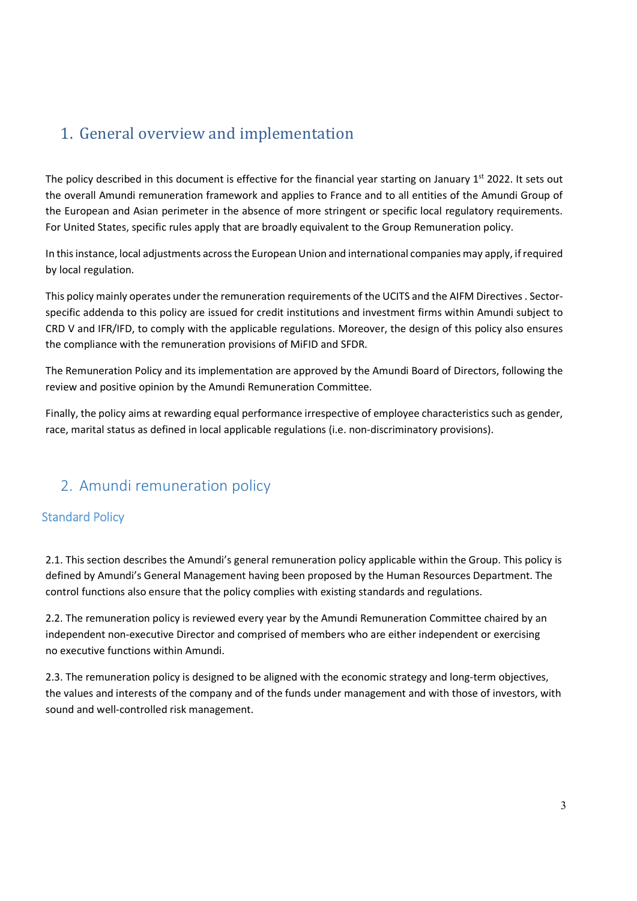# 1. General overview and implementation

The policy described in this document is effective for the financial year starting on January 1st 2022. It sets out the overall Amundi remuneration framework and applies to France and to all entities of the Amundi Group of the European and Asian perimeter in the absence of more stringent or specific local regulatory requirements. For United States, specific rules apply that are broadly equivalent to the Group Remuneration policy.

In this instance, local adjustments across the European Union and international companies may apply, if required by local regulation.

This policy mainly operates under the remuneration requirements of the UCITS and the AIFM Directives . Sector-specific addenda to this policy are issued for credit institutions and investment firms within Amundi subject to CRD V and IFR/IFD, to comply with the applicable regulations. Moreover, the design of this policy also ensures the compliance with the remuneration provisions of MiFID and SFDR.

The Remuneration Policy and its implementation are approved by the Amundi Board of Directors, following the review and positive opinion by the Amundi Remuneration Committee.

Finally, the policy aims at rewarding equal performance irrespective of employee characteristics such as gender, race, marital status as defined in local applicable regulations (i.e. non-discriminatory provisions).

# 2. Amundi remuneration policy

## Standard Policy

2.1. This section describes the Amundi's general remuneration policy applicable within the Group. This policy is defined by Amundi's General Management having been proposed by the Human Resources Department. The control functions also ensure that the policy complies with existing standards and regulations.

2.2. The remuneration policy is reviewed every year by the Amundi Remuneration Committee chaired by an independent non-executive Director and comprised of members who are either independent or exercising no executive functions within Amundi.

2.3. The remuneration policy is designed to be aligned with the economic strategy and long-term objectives, the values and interests of the company and of the funds under management and with those of investors, with sound and well-controlled risk management.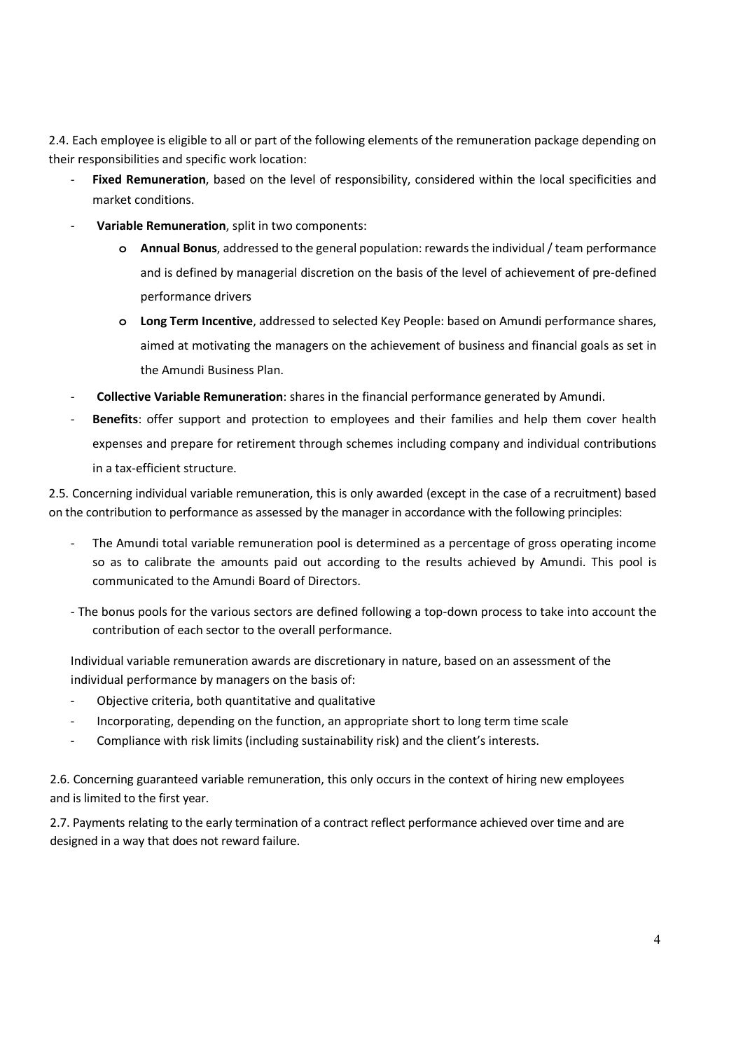2.4. Each employee is eligible to all or part of the following elements of the remuneration package depending on their responsibilities and specific work location:

- **Fixed Remuneration**, based on the level of responsibility, considered within the local specificities and market conditions.
- **Variable Remuneration**, split in two components:
  - **Annual Bonus**, addressed to the general population: rewards the individual / team performance and is defined by managerial discretion on the basis of the level of achievement of pre-defined performance drivers
  - **Long Term Incentive**, addressed to selected Key People: based on Amundi performance shares, aimed at motivating the managers on the achievement of business and financial goals as set in the Amundi Business Plan.
- **Collective Variable Remuneration**: shares in the financial performance generated by Amundi.
- **Benefits**: offer support and protection to employees and their families and help them cover health expenses and prepare for retirement through schemes including company and individual contributions in a tax-efficient structure.

2.5. Concerning individual variable remuneration, this is only awarded (except in the case of a recruitment) based on the contribution to performance as assessed by the manager in accordance with the following principles:

- The Amundi total variable remuneration pool is determined as a percentage of gross operating income so as to calibrate the amounts paid out according to the results achieved by Amundi. This pool is communicated to the Amundi Board of Directors.
- The bonus pools for the various sectors are defined following a top-down process to take into account the contribution of each sector to the overall performance.

Individual variable remuneration awards are discretionary in nature, based on an assessment of the individual performance by managers on the basis of:

- Objective criteria, both quantitative and qualitative
- Incorporating, depending on the function, an appropriate short to long term time scale
- Compliance with risk limits (including sustainability risk) and the client's interests.

2.6. Concerning guaranteed variable remuneration, this only occurs in the context of hiring new employees and is limited to the first year.

2.7. Payments relating to the early termination of a contract reflect performance achieved over time and are designed in a way that does not reward failure.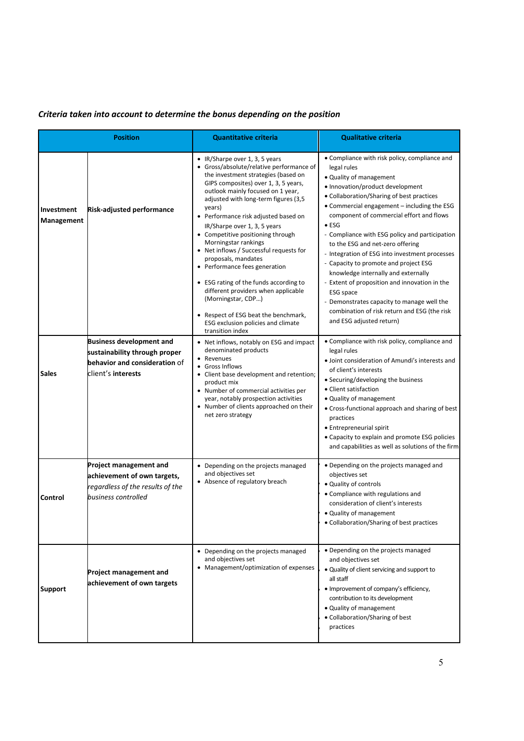***Criteria taken into account to determine the bonus depending on the position***

| Position | | Quantitative criteria | Qualitative criteria |
|---|---|---|---|
| **Investment Management** | **Risk-adjusted performance** | • IR/Sharpe over 1, 3, 5 years<br>• Gross/absolute/relative performance of the investment strategies (based on GIPS composites) over 1, 3, 5 years, outlook mainly focused on 1 year, adjusted with long-term figures (3,5 years)<br>• Performance risk adjusted based on IR/Sharpe over 1, 3, 5 years<br>• Competitive positioning through Morningstar rankings<br>• Net inflows / Successful requests for proposals, mandates<br>• Performance fees generation<br>• ESG rating of the funds according to different providers when applicable (Morningstar, CDP…)<br>• Respect of ESG beat the benchmark, ESG exclusion policies and climate transition index | • Compliance with risk policy, compliance and legal rules<br>• Quality of management<br>• Innovation/product development<br>• Collaboration/Sharing of best practices<br>• Commercial engagement – including the ESG component of commercial effort and flows<br>• ESG<br>- Compliance with ESG policy and participation to the ESG and net-zero offering<br>- Integration of ESG into investment processes<br>- Capacity to promote and project ESG knowledge internally and externally<br>- Extent of proposition and innovation in the ESG space<br>- Demonstrates capacity to manage well the combination of risk return and ESG (the risk and ESG adjusted return) |
| **Sales** | **Business development and sustainability through proper behavior and consideration** of client's **interests** | • Net inflows, notably on ESG and impact denominated products<br>• Revenues<br>• Gross Inflows<br>• Client base development and retention; product mix<br>• Number of commercial activities per year, notably prospection activities<br>• Number of clients approached on their net zero strategy | • Compliance with risk policy, compliance and legal rules<br>• Joint consideration of Amundi's interests and of client's interests<br>• Securing/developing the business<br>• Client satisfaction<br>• Quality of management<br>• Cross-functional approach and sharing of best practices<br>• Entrepreneurial spirit<br>• Capacity to explain and promote ESG policies and capabilities as well as solutions of the firm |
| **Control** | **Project management and achievement of own targets,** *regardless of the results of the business controlled* | • Depending on the projects managed and objectives set<br>• Absence of regulatory breach | • Depending on the projects managed and objectives set<br>• Quality of controls<br>• Compliance with regulations and consideration of client's interests<br>• Quality of management<br>• Collaboration/Sharing of best practices |
| **Support** | **Project management and achievement of own targets** | • Depending on the projects managed and objectives set<br>• Management/optimization of expenses | • Depending on the projects managed and objectives set<br>• Quality of client servicing and support to all staff<br>• Improvement of company's efficiency, contribution to its development<br>• Quality of management<br>• Collaboration/Sharing of best practices |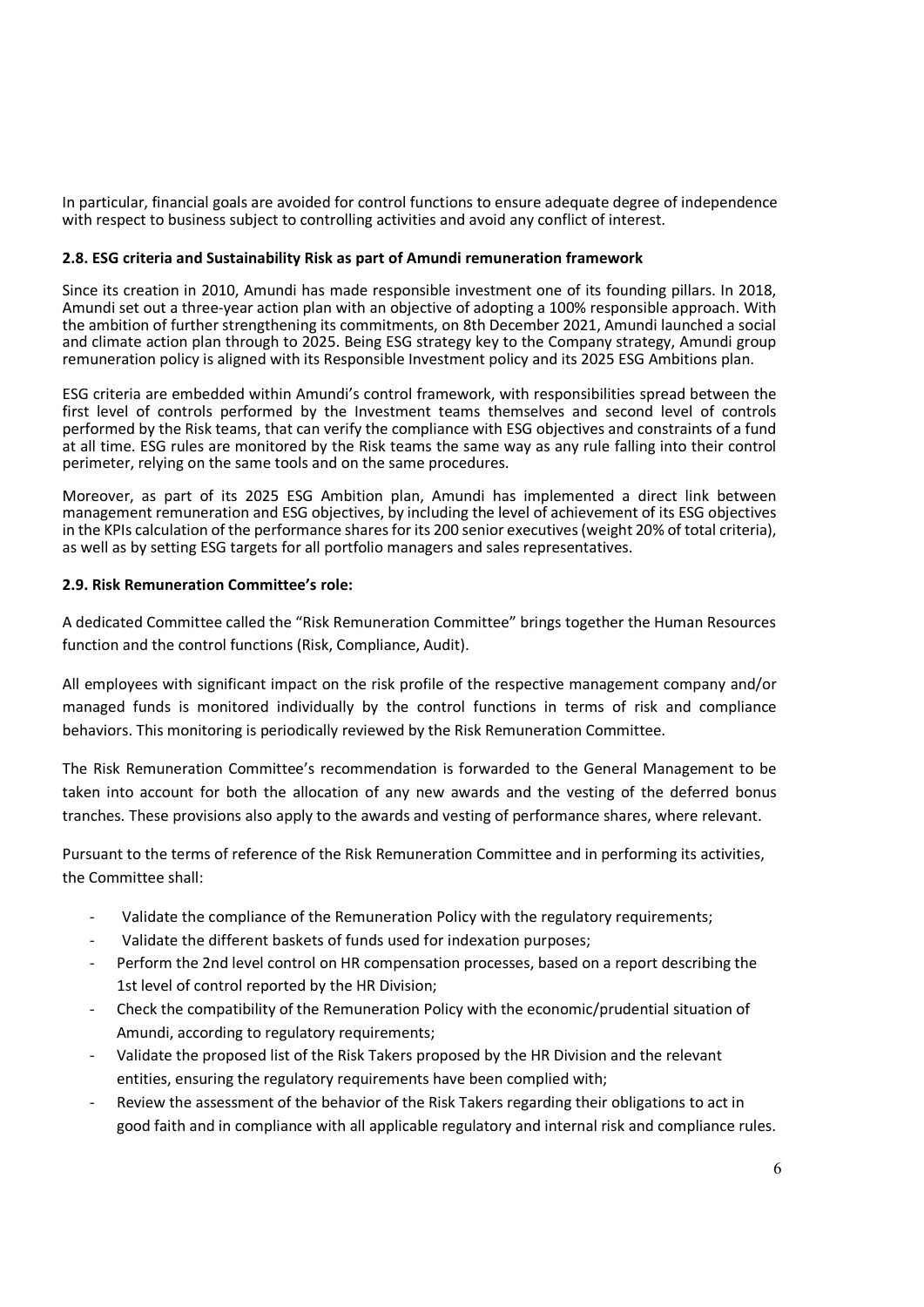In particular, financial goals are avoided for control functions to ensure adequate degree of independence with respect to business subject to controlling activities and avoid any conflict of interest.

### 2.8. ESG criteria and Sustainability Risk as part of Amundi remuneration framework

Since its creation in 2010, Amundi has made responsible investment one of its founding pillars. In 2018, Amundi set out a three-year action plan with an objective of adopting a 100% responsible approach. With the ambition of further strengthening its commitments, on 8th December 2021, Amundi launched a social and climate action plan through to 2025. Being ESG strategy key to the Company strategy, Amundi group remuneration policy is aligned with its Responsible Investment policy and its 2025 ESG Ambitions plan.

ESG criteria are embedded within Amundi's control framework, with responsibilities spread between the first level of controls performed by the Investment teams themselves and second level of controls performed by the Risk teams, that can verify the compliance with ESG objectives and constraints of a fund at all time. ESG rules are monitored by the Risk teams the same way as any rule falling into their control perimeter, relying on the same tools and on the same procedures.

Moreover, as part of its 2025 ESG Ambition plan, Amundi has implemented a direct link between management remuneration and ESG objectives, by including the level of achievement of its ESG objectives in the KPIs calculation of the performance shares for its 200 senior executives (weight 20% of total criteria), as well as by setting ESG targets for all portfolio managers and sales representatives.

### 2.9. Risk Remuneration Committee's role:

A dedicated Committee called the "Risk Remuneration Committee" brings together the Human Resources function and the control functions (Risk, Compliance, Audit).

All employees with significant impact on the risk profile of the respective management company and/or managed funds is monitored individually by the control functions in terms of risk and compliance behaviors. This monitoring is periodically reviewed by the Risk Remuneration Committee.

The Risk Remuneration Committee's recommendation is forwarded to the General Management to be taken into account for both the allocation of any new awards and the vesting of the deferred bonus tranches. These provisions also apply to the awards and vesting of performance shares, where relevant.

Pursuant to the terms of reference of the Risk Remuneration Committee and in performing its activities, the Committee shall:

- Validate the compliance of the Remuneration Policy with the regulatory requirements;
- Validate the different baskets of funds used for indexation purposes;
- Perform the 2nd level control on HR compensation processes, based on a report describing the 1st level of control reported by the HR Division;
- Check the compatibility of the Remuneration Policy with the economic/prudential situation of Amundi, according to regulatory requirements;
- Validate the proposed list of the Risk Takers proposed by the HR Division and the relevant entities, ensuring the regulatory requirements have been complied with;
- Review the assessment of the behavior of the Risk Takers regarding their obligations to act in good faith and in compliance with all applicable regulatory and internal risk and compliance rules.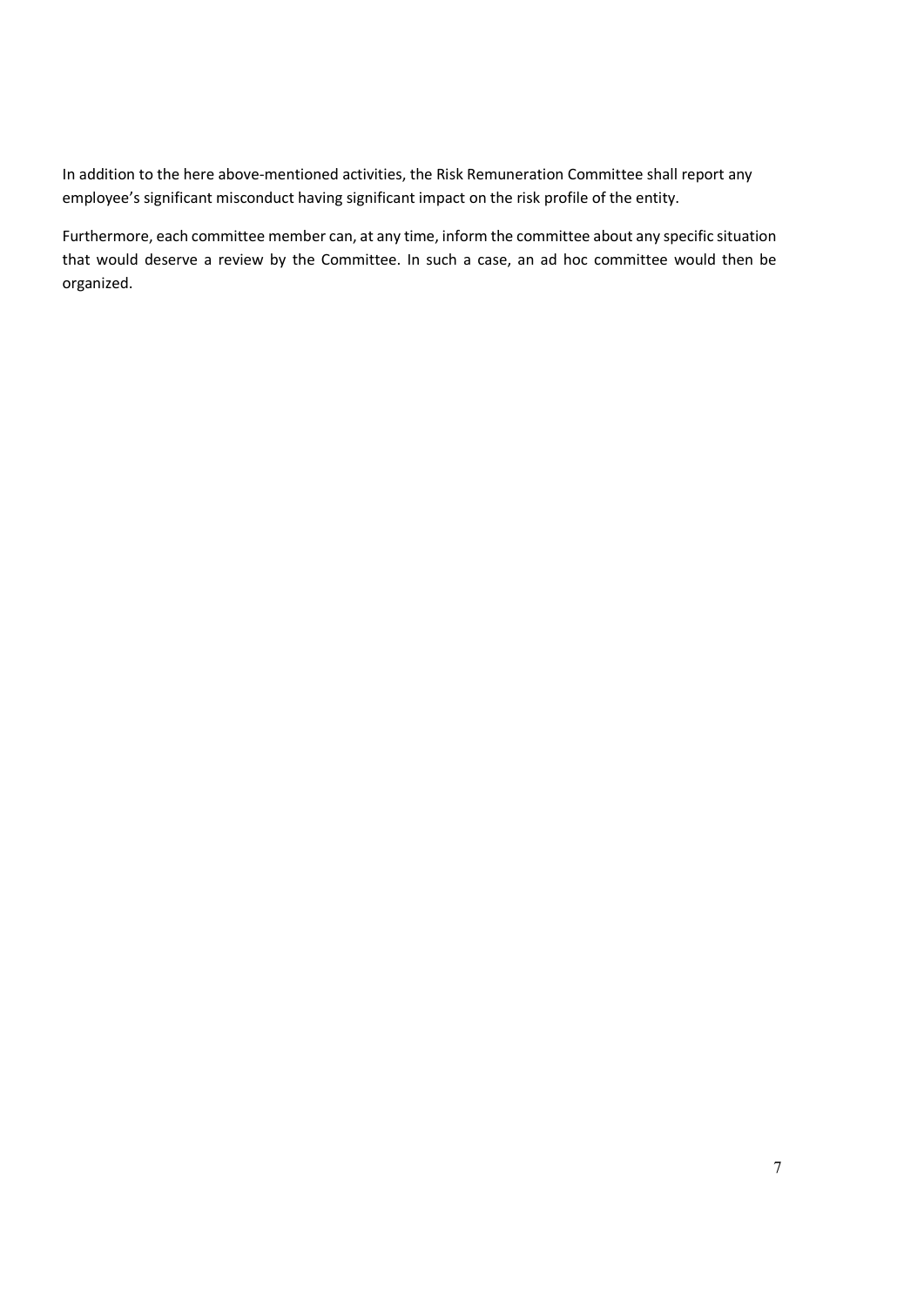In addition to the here above-mentioned activities, the Risk Remuneration Committee shall report any employee's significant misconduct having significant impact on the risk profile of the entity.

Furthermore, each committee member can, at any time, inform the committee about any specific situation that would deserve a review by the Committee. In such a case, an ad hoc committee would then be organized.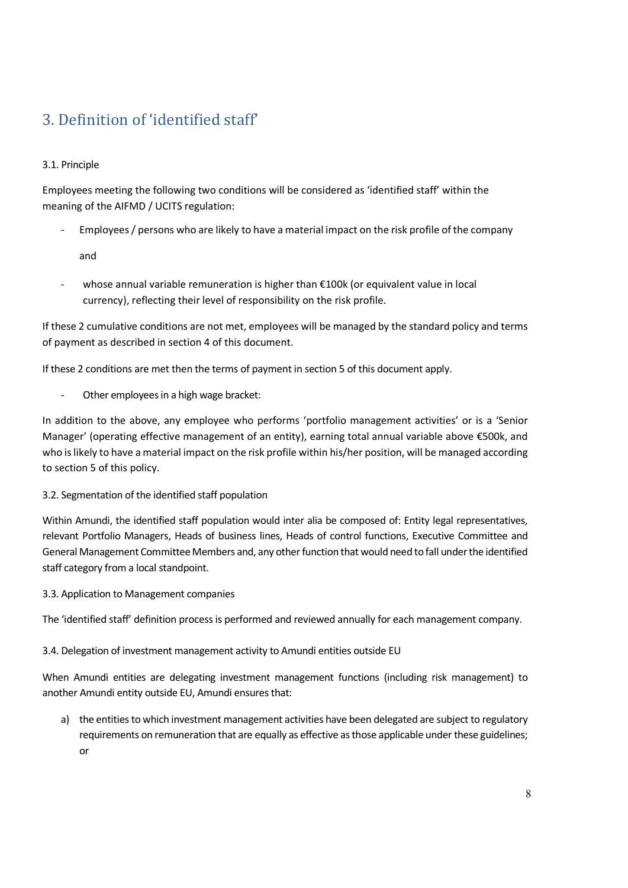## 3. Definition of 'identified staff'

### 3.1. Principle

Employees meeting the following two conditions will be considered as 'identified staff' within the meaning of the AIFMD / UCITS regulation:

- Employees / persons who are likely to have a material impact on the risk profile of the company

  and

- whose annual variable remuneration is higher than €100k (or equivalent value in local currency), reflecting their level of responsibility on the risk profile.

If these 2 cumulative conditions are not met, employees will be managed by the standard policy and terms of payment as described in section 4 of this document.

If these 2 conditions are met then the terms of payment in section 5 of this document apply.

- Other employees in a high wage bracket:

In addition to the above, any employee who performs 'portfolio management activities' or is a 'Senior Manager' (operating effective management of an entity), earning total annual variable above €500k, and who is likely to have a material impact on the risk profile within his/her position, will be managed according to section 5 of this policy.

### 3.2. Segmentation of the identified staff population

Within Amundi, the identified staff population would inter alia be composed of: Entity legal representatives, relevant Portfolio Managers, Heads of business lines, Heads of control functions, Executive Committee and General Management Committee Members and, any other function that would need to fall under the identified staff category from a local standpoint.

### 3.3. Application to Management companies

The 'identified staff' definition process is performed and reviewed annually for each management company.

### 3.4. Delegation of investment management activity to Amundi entities outside EU

When Amundi entities are delegating investment management functions (including risk management) to another Amundi entity outside EU, Amundi ensures that:

a) the entities to which investment management activities have been delegated are subject to regulatory requirements on remuneration that are equally as effective as those applicable under these guidelines; or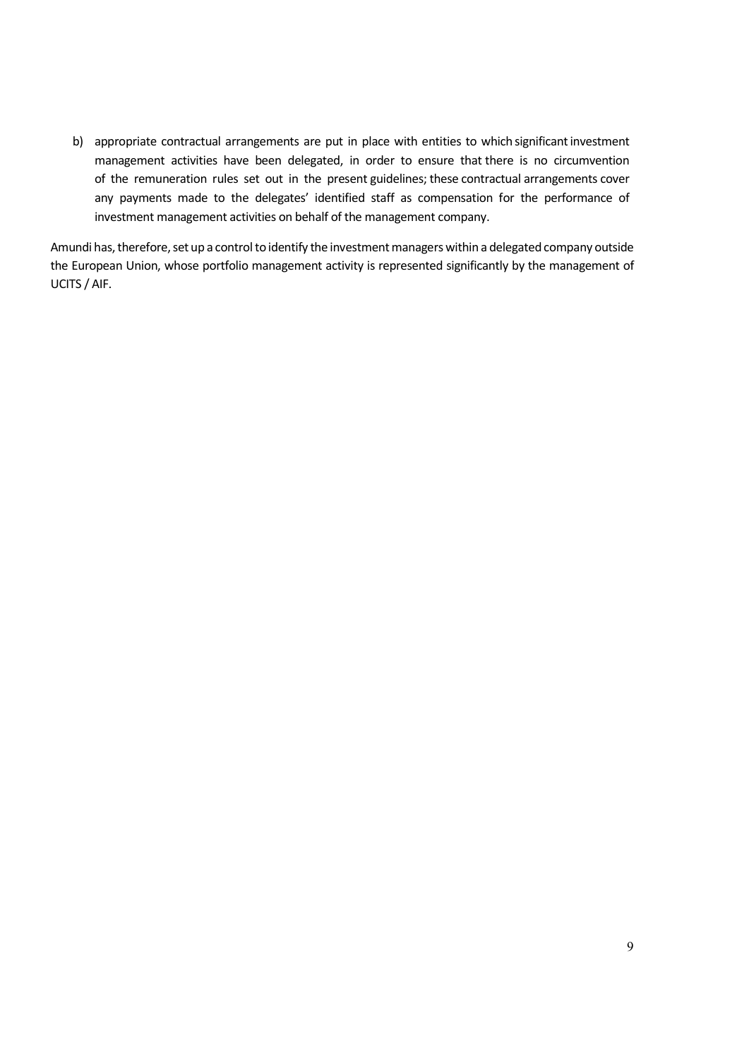b) appropriate contractual arrangements are put in place with entities to which significant investment management activities have been delegated, in order to ensure that there is no circumvention of the remuneration rules set out in the present guidelines; these contractual arrangements cover any payments made to the delegates' identified staff as compensation for the performance of investment management activities on behalf of the management company.

Amundi has, therefore, set up a control to identify the investment managers within a delegated company outside the European Union, whose portfolio management activity is represented significantly by the management of UCITS / AIF.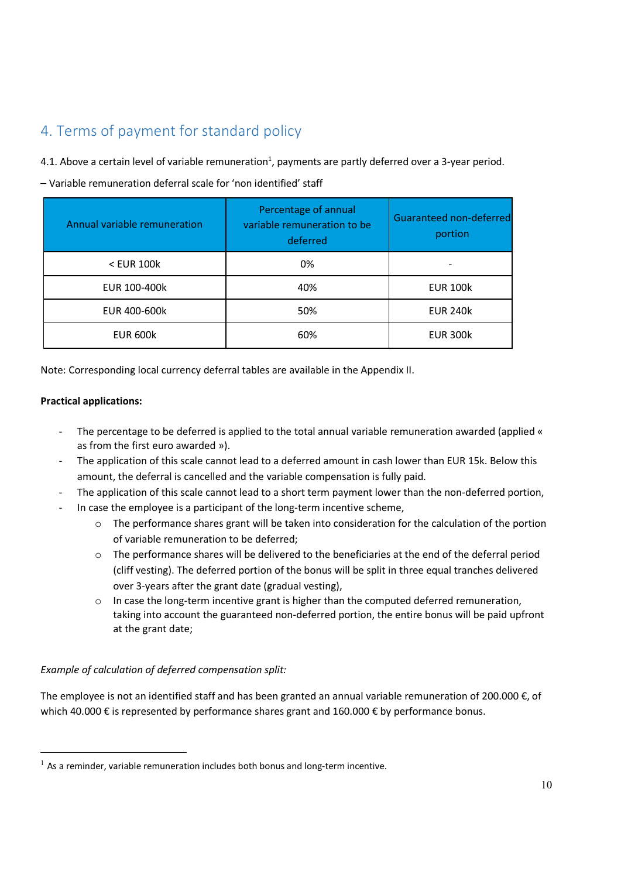## 4. Terms of payment for standard policy

4.1. Above a certain level of variable remuneration[1], payments are partly deferred over a 3-year period.

– Variable remuneration deferral scale for 'non identified' staff

| Annual variable remuneration | Percentage of annual variable remuneration to be deferred | Guaranteed non-deferred portion |
|---|---|---|
| < EUR 100k | 0% | - |
| EUR 100-400k | 40% | EUR 100k |
| EUR 400-600k | 50% | EUR 240k |
| EUR 600k | 60% | EUR 300k |

Note: Corresponding local currency deferral tables are available in the Appendix II.

**Practical applications:**

- The percentage to be deferred is applied to the total annual variable remuneration awarded (applied « as from the first euro awarded »).
- The application of this scale cannot lead to a deferred amount in cash lower than EUR 15k. Below this amount, the deferral is cancelled and the variable compensation is fully paid.
- The application of this scale cannot lead to a short term payment lower than the non-deferred portion,
- In case the employee is a participant of the long-term incentive scheme,
  - The performance shares grant will be taken into consideration for the calculation of the portion of variable remuneration to be deferred;
  - The performance shares will be delivered to the beneficiaries at the end of the deferral period (cliff vesting). The deferred portion of the bonus will be split in three equal tranches delivered over 3-years after the grant date (gradual vesting),
  - In case the long-term incentive grant is higher than the computed deferred remuneration, taking into account the guaranteed non-deferred portion, the entire bonus will be paid upfront at the grant date;

*Example of calculation of deferred compensation split:*

The employee is not an identified staff and has been granted an annual variable remuneration of 200.000 €, of which 40.000 € is represented by performance shares grant and 160.000 € by performance bonus.

---

[1] As a reminder, variable remuneration includes both bonus and long-term incentive.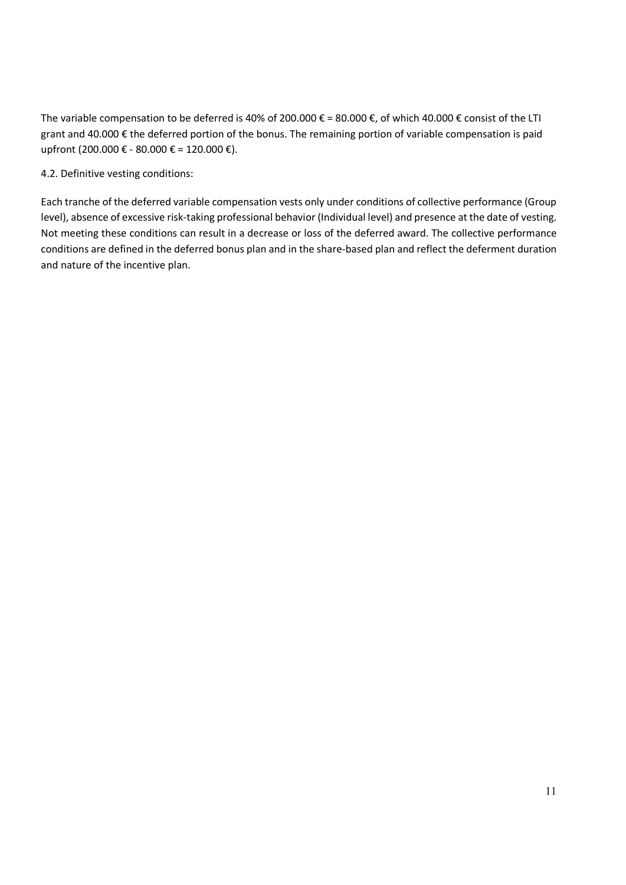The variable compensation to be deferred is 40% of 200.000 € = 80.000 €, of which 40.000 € consist of the LTI grant and 40.000 € the deferred portion of the bonus. The remaining portion of variable compensation is paid upfront (200.000 € - 80.000 € = 120.000 €).

4.2. Definitive vesting conditions:

Each tranche of the deferred variable compensation vests only under conditions of collective performance (Group level), absence of excessive risk-taking professional behavior (Individual level) and presence at the date of vesting. Not meeting these conditions can result in a decrease or loss of the deferred award. The collective performance conditions are defined in the deferred bonus plan and in the share-based plan and reflect the deferment duration and nature of the incentive plan.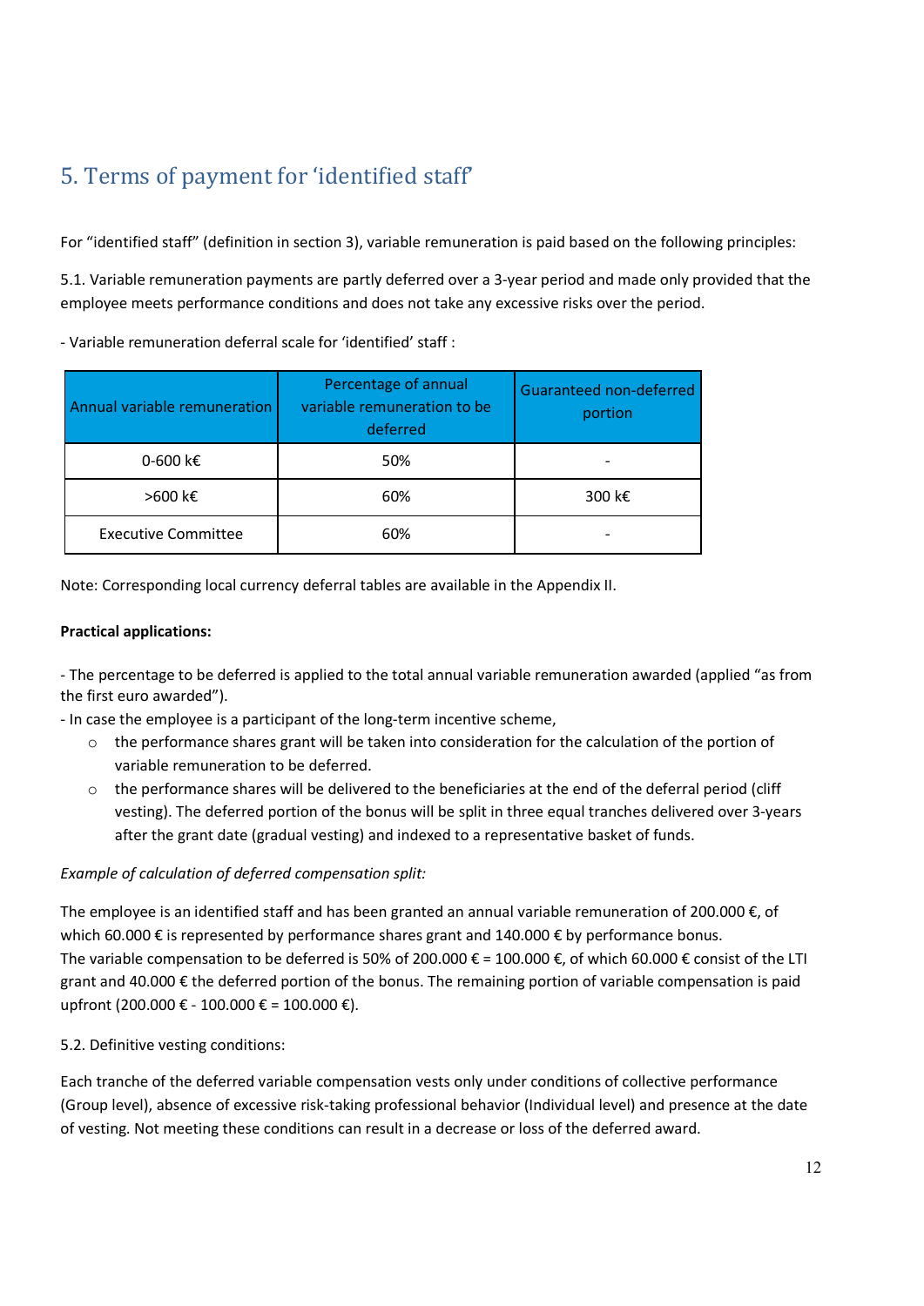## 5. Terms of payment for 'identified staff'

For "identified staff" (definition in section 3), variable remuneration is paid based on the following principles:

5.1. Variable remuneration payments are partly deferred over a 3-year period and made only provided that the employee meets performance conditions and does not take any excessive risks over the period.

- Variable remuneration deferral scale for 'identified' staff :

| Annual variable remuneration | Percentage of annual variable remuneration to be deferred | Guaranteed non-deferred portion |
|---|---|---|
| 0-600 k€ | 50% | - |
| >600 k€ | 60% | 300 k€ |
| Executive Committee | 60% | - |

Note: Corresponding local currency deferral tables are available in the Appendix II.

**Practical applications:**

- The percentage to be deferred is applied to the total annual variable remuneration awarded (applied "as from the first euro awarded").
- In case the employee is a participant of the long-term incentive scheme,
    - the performance shares grant will be taken into consideration for the calculation of the portion of variable remuneration to be deferred.
    - the performance shares will be delivered to the beneficiaries at the end of the deferral period (cliff vesting). The deferred portion of the bonus will be split in three equal tranches delivered over 3-years after the grant date (gradual vesting) and indexed to a representative basket of funds.

*Example of calculation of deferred compensation split:*

The employee is an identified staff and has been granted an annual variable remuneration of 200.000 €, of which 60.000 € is represented by performance shares grant and 140.000 € by performance bonus.
The variable compensation to be deferred is 50% of 200.000 € = 100.000 €, of which 60.000 € consist of the LTI grant and 40.000 € the deferred portion of the bonus. The remaining portion of variable compensation is paid upfront (200.000 € - 100.000 € = 100.000 €).

5.2. Definitive vesting conditions:

Each tranche of the deferred variable compensation vests only under conditions of collective performance (Group level), absence of excessive risk-taking professional behavior (Individual level) and presence at the date of vesting. Not meeting these conditions can result in a decrease or loss of the deferred award.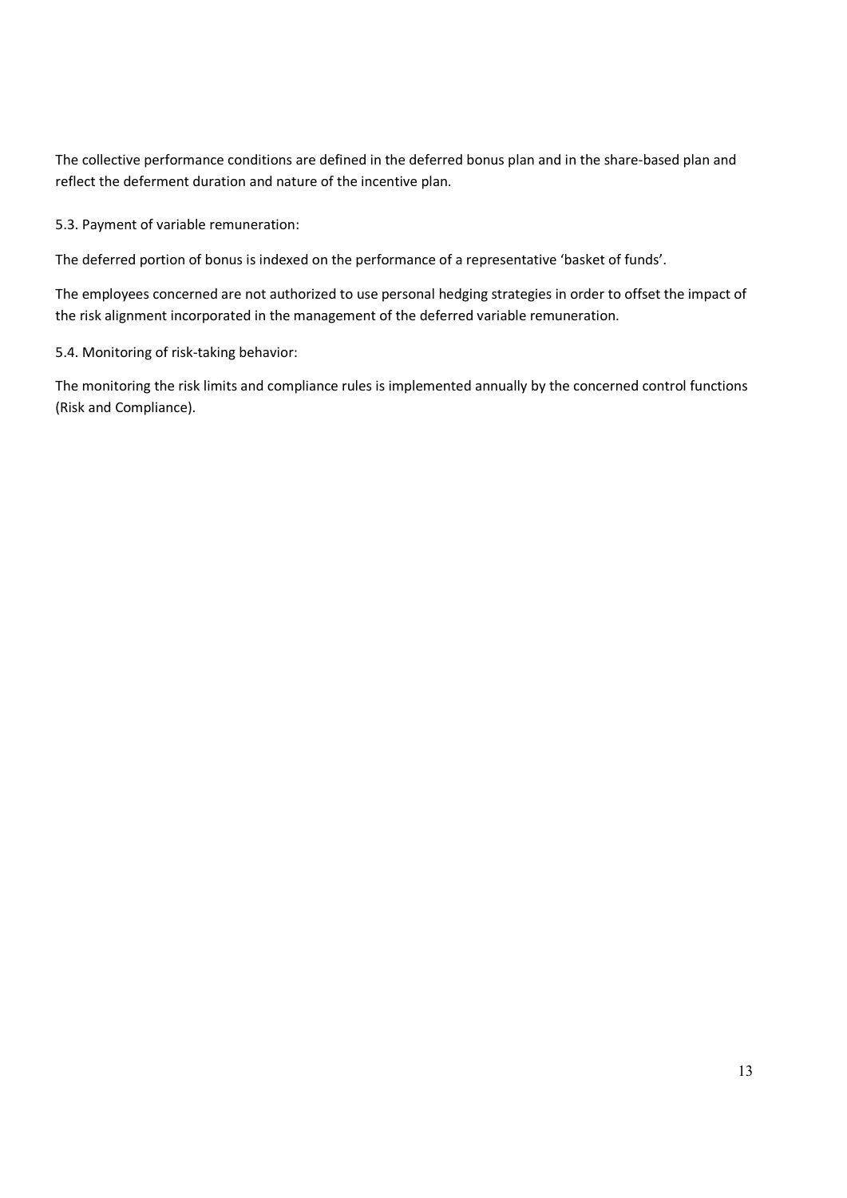The collective performance conditions are defined in the deferred bonus plan and in the share-based plan and reflect the deferment duration and nature of the incentive plan.

5.3. Payment of variable remuneration:

The deferred portion of bonus is indexed on the performance of a representative 'basket of funds'.

The employees concerned are not authorized to use personal hedging strategies in order to offset the impact of the risk alignment incorporated in the management of the deferred variable remuneration.

5.4. Monitoring of risk-taking behavior:

The monitoring the risk limits and compliance rules is implemented annually by the concerned control functions (Risk and Compliance).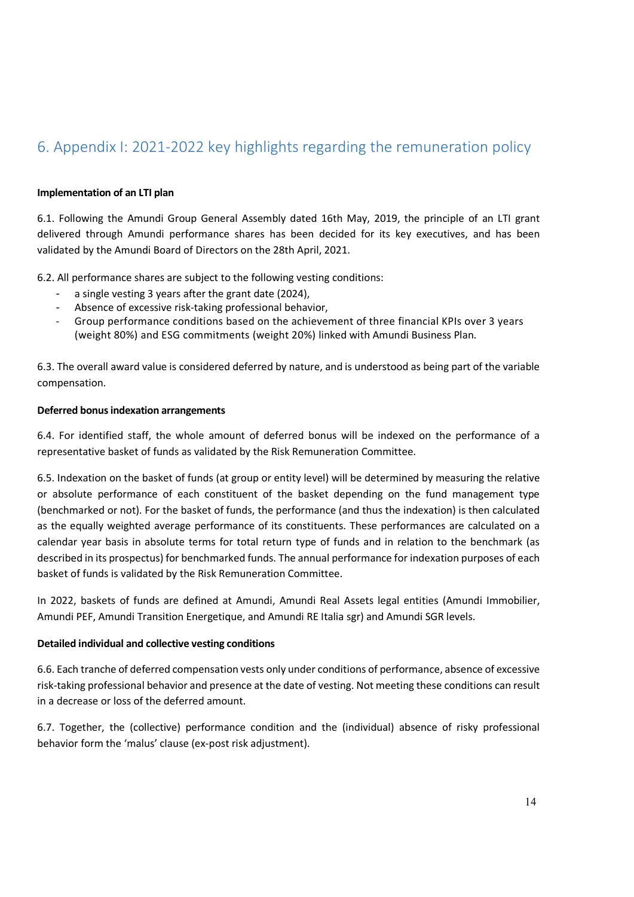## 6. Appendix I: 2021-2022 key highlights regarding the remuneration policy

**Implementation of an LTI plan**

6.1. Following the Amundi Group General Assembly dated 16th May, 2019, the principle of an LTI grant delivered through Amundi performance shares has been decided for its key executives, and has been validated by the Amundi Board of Directors on the 28th April, 2021.

6.2. All performance shares are subject to the following vesting conditions:

- a single vesting 3 years after the grant date (2024),
- Absence of excessive risk-taking professional behavior,
- Group performance conditions based on the achievement of three financial KPIs over 3 years (weight 80%) and ESG commitments (weight 20%) linked with Amundi Business Plan.

6.3. The overall award value is considered deferred by nature, and is understood as being part of the variable compensation.

**Deferred bonus indexation arrangements**

6.4. For identified staff, the whole amount of deferred bonus will be indexed on the performance of a representative basket of funds as validated by the Risk Remuneration Committee.

6.5. Indexation on the basket of funds (at group or entity level) will be determined by measuring the relative or absolute performance of each constituent of the basket depending on the fund management type (benchmarked or not). For the basket of funds, the performance (and thus the indexation) is then calculated as the equally weighted average performance of its constituents. These performances are calculated on a calendar year basis in absolute terms for total return type of funds and in relation to the benchmark (as described in its prospectus) for benchmarked funds. The annual performance for indexation purposes of each basket of funds is validated by the Risk Remuneration Committee.

In 2022, baskets of funds are defined at Amundi, Amundi Real Assets legal entities (Amundi Immobilier, Amundi PEF, Amundi Transition Energetique, and Amundi RE Italia sgr) and Amundi SGR levels.

**Detailed individual and collective vesting conditions**

6.6. Each tranche of deferred compensation vests only under conditions of performance, absence of excessive risk-taking professional behavior and presence at the date of vesting. Not meeting these conditions can result in a decrease or loss of the deferred amount.

6.7. Together, the (collective) performance condition and the (individual) absence of risky professional behavior form the 'malus' clause (ex-post risk adjustment).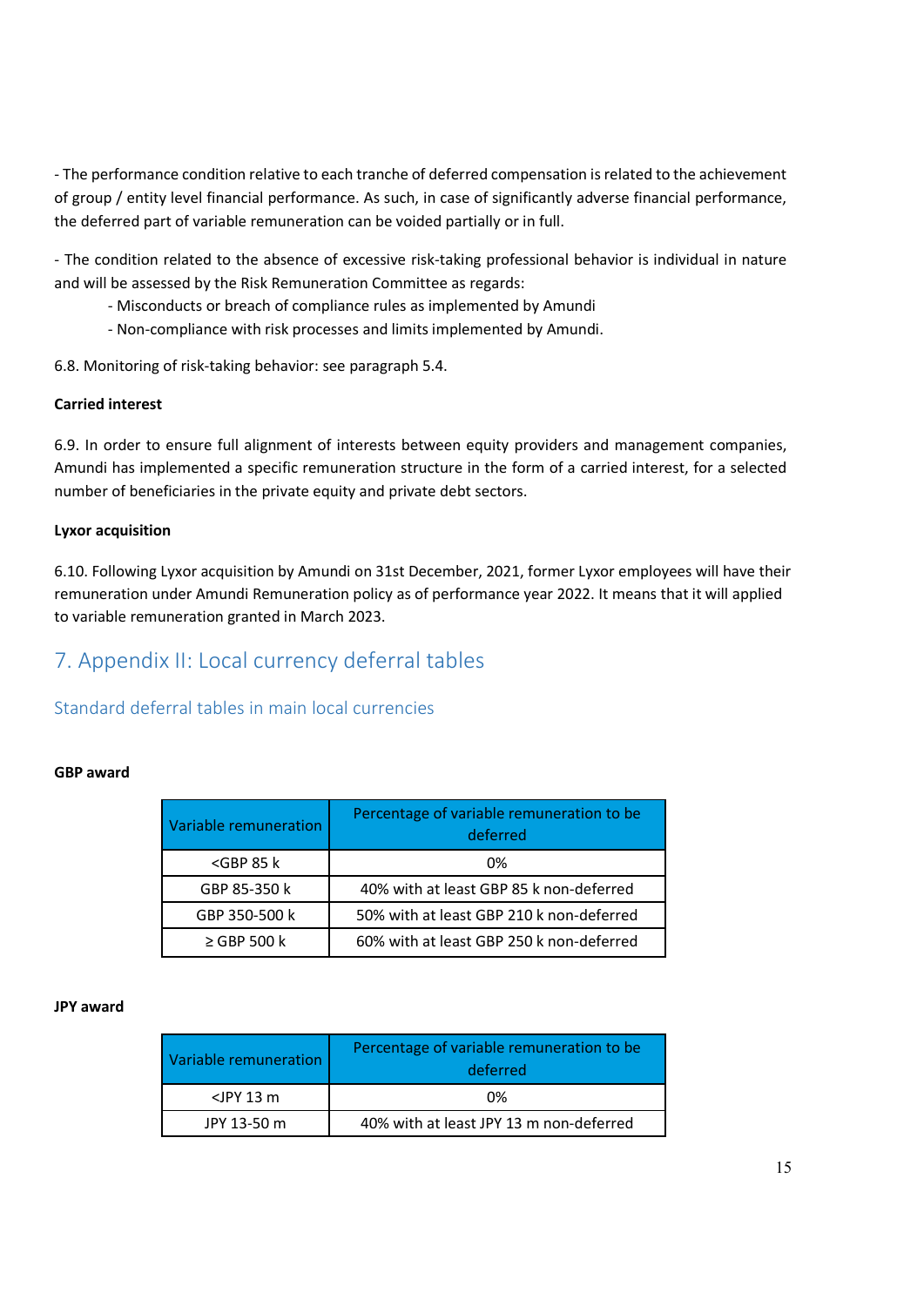- The performance condition relative to each tranche of deferred compensation is related to the achievement of group / entity level financial performance. As such, in case of significantly adverse financial performance, the deferred part of variable remuneration can be voided partially or in full.

- The condition related to the absence of excessive risk-taking professional behavior is individual in nature and will be assessed by the Risk Remuneration Committee as regards:

  - Misconducts or breach of compliance rules as implemented by Amundi
  - Non-compliance with risk processes and limits implemented by Amundi.

6.8. Monitoring of risk-taking behavior: see paragraph 5.4.

**Carried interest**

6.9. In order to ensure full alignment of interests between equity providers and management companies, Amundi has implemented a specific remuneration structure in the form of a carried interest, for a selected number of beneficiaries in the private equity and private debt sectors.

**Lyxor acquisition**

6.10. Following Lyxor acquisition by Amundi on 31st December, 2021, former Lyxor employees will have their remuneration under Amundi Remuneration policy as of performance year 2022. It means that it will applied to variable remuneration granted in March 2023.

# 7. Appendix II: Local currency deferral tables

## Standard deferral tables in main local currencies

**GBP award**

| Variable remuneration | Percentage of variable remuneration to be deferred |
|---|---|
| <GBP 85 k | 0% |
| GBP 85-350 k | 40% with at least GBP 85 k non-deferred |
| GBP 350-500 k | 50% with at least GBP 210 k non-deferred |
| ≥ GBP 500 k | 60% with at least GBP 250 k non-deferred |

**JPY award**

| Variable remuneration | Percentage of variable remuneration to be deferred |
|---|---|
| <JPY 13 m | 0% |
| JPY 13-50 m | 40% with at least JPY 13 m non-deferred |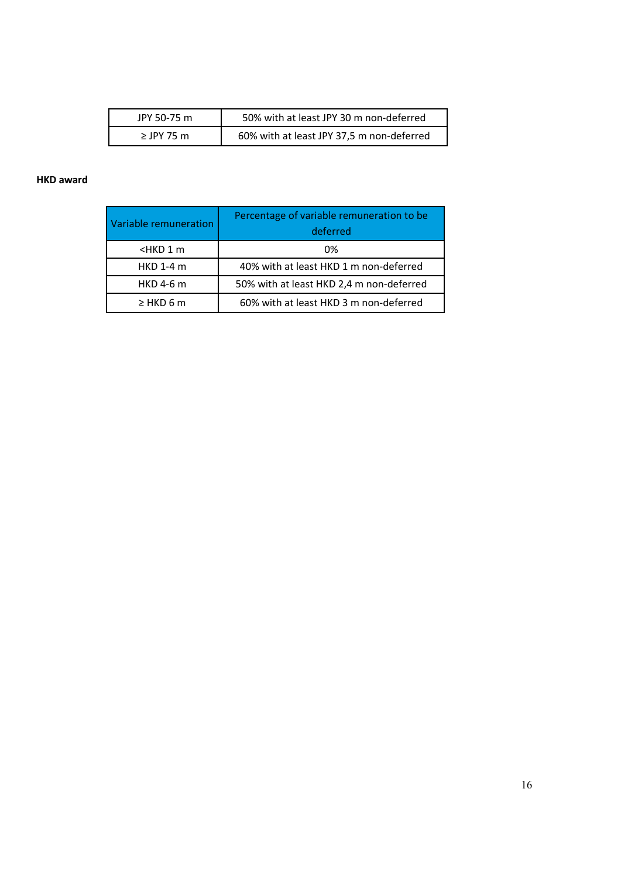| JPY 50-75 m | 50% with at least JPY 30 m non-deferred |
| --- | --- |
| ≥ JPY 75 m | 60% with at least JPY 37,5 m non-deferred |

**HKD award**

| Variable remuneration | Percentage of variable remuneration to be deferred |
| --- | --- |
| <HKD 1 m | 0% |
| HKD 1-4 m | 40% with at least HKD 1 m non-deferred |
| HKD 4-6 m | 50% with at least HKD 2,4 m non-deferred |
| ≥ HKD 6 m | 60% with at least HKD 3 m non-deferred |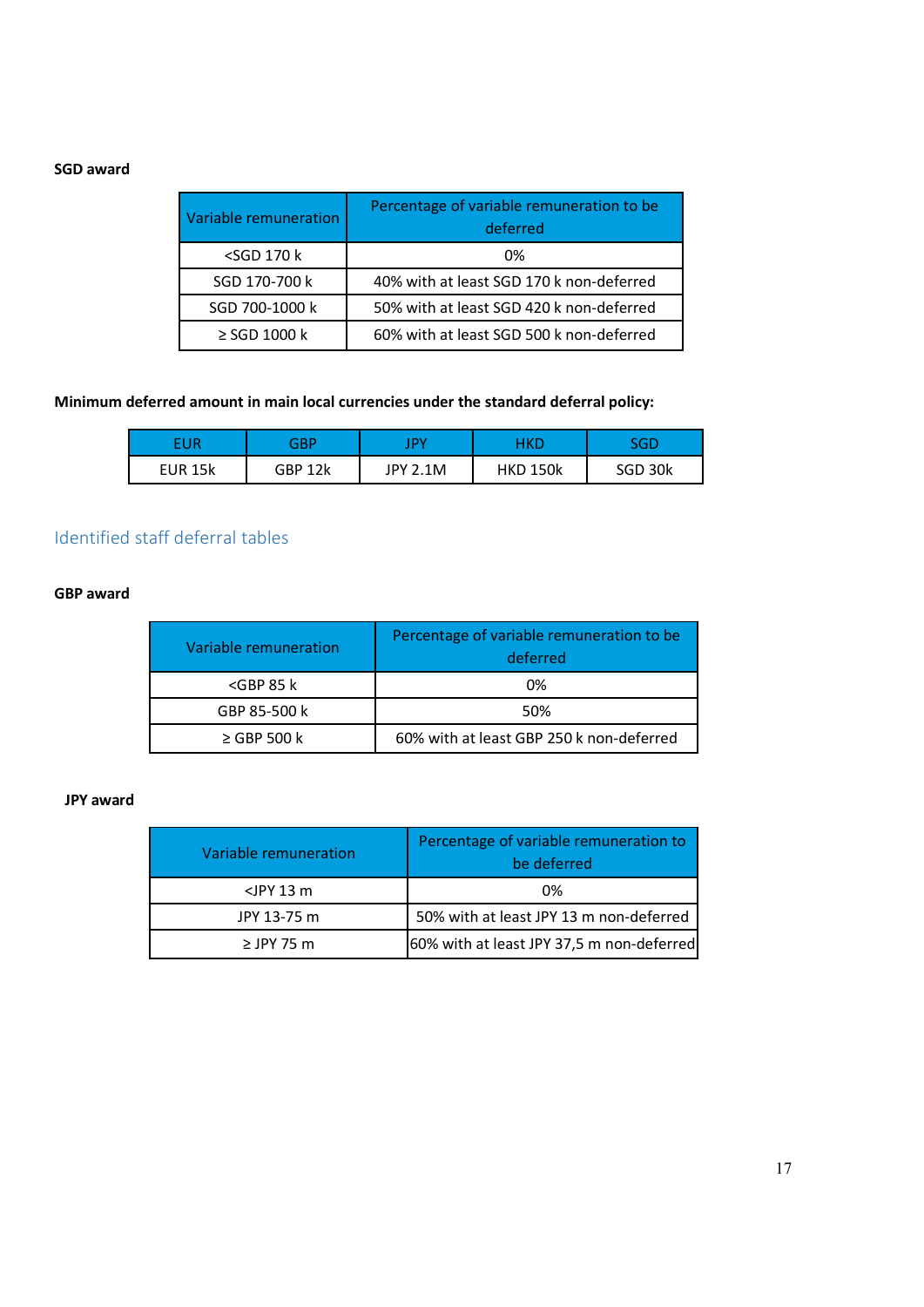**SGD award**

| Variable remuneration | Percentage of variable remuneration to be deferred |
|---|---|
| <SGD 170 k | 0% |
| SGD 170-700 k | 40% with at least SGD 170 k non-deferred |
| SGD 700-1000 k | 50% with at least SGD 420 k non-deferred |
| ≥ SGD 1000 k | 60% with at least SGD 500 k non-deferred |

**Minimum deferred amount in main local currencies under the standard deferral policy:**

| EUR | GBP | JPY | HKD | SGD |
|---|---|---|---|---|
| EUR 15k | GBP 12k | JPY 2.1M | HKD 150k | SGD 30k |

## Identified staff deferral tables

**GBP award**

| Variable remuneration | Percentage of variable remuneration to be deferred |
|---|---|
| <GBP 85 k | 0% |
| GBP 85-500 k | 50% |
| ≥ GBP 500 k | 60% with at least GBP 250 k non-deferred |

**JPY award**

| Variable remuneration | Percentage of variable remuneration to be deferred |
|---|---|
| <JPY 13 m | 0% |
| JPY 13-75 m | 50% with at least JPY 13 m non-deferred |
| ≥ JPY 75 m | 60% with at least JPY 37,5 m non-deferred |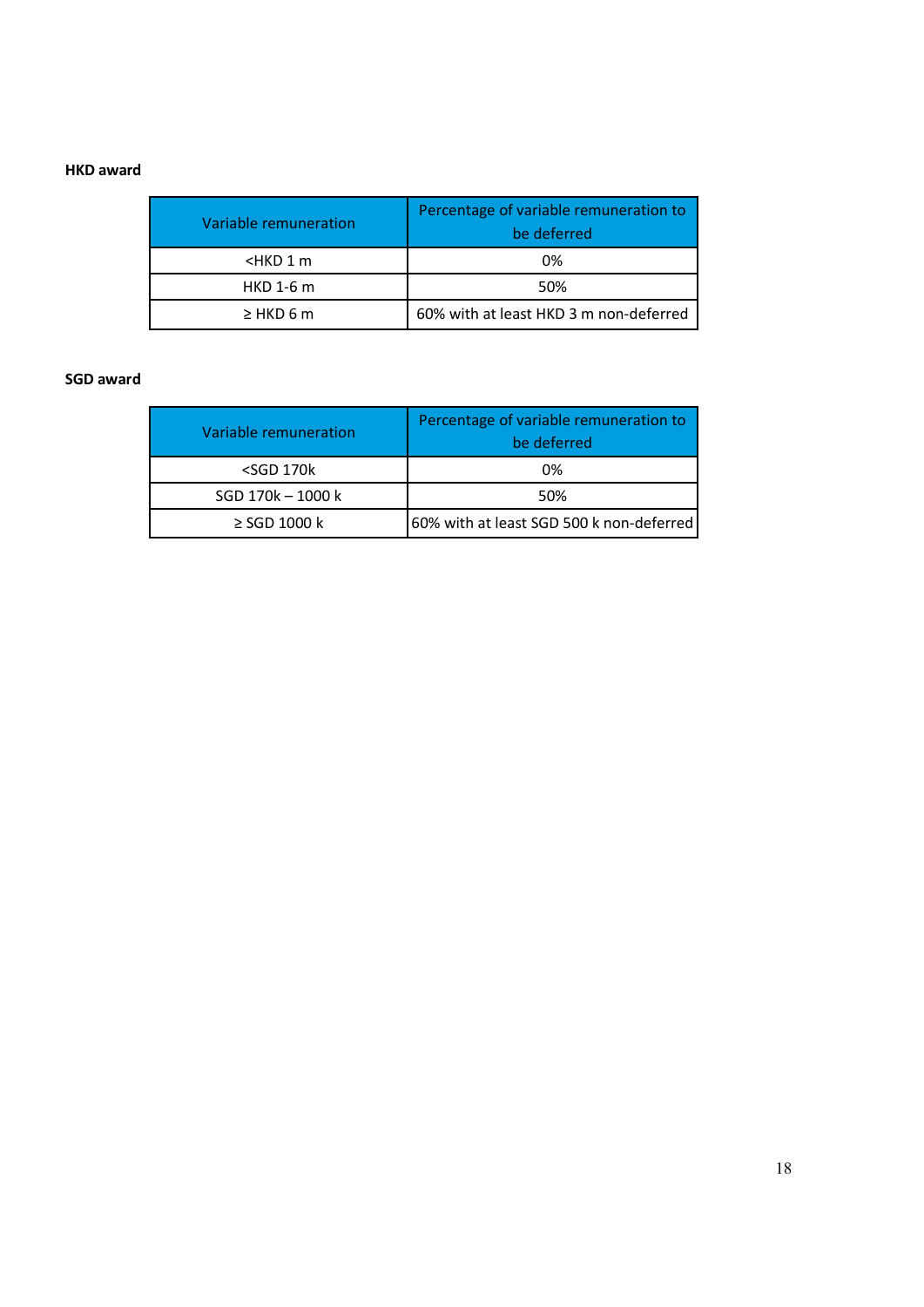**HKD award**

| Variable remuneration | Percentage of variable remuneration to be deferred |
| --- | --- |
| <HKD 1 m | 0% |
| HKD 1-6 m | 50% |
| ≥ HKD 6 m | 60% with at least HKD 3 m non-deferred |

**SGD award**

| Variable remuneration | Percentage of variable remuneration to be deferred |
| --- | --- |
| <SGD 170k | 0% |
| SGD 170k – 1000 k | 50% |
| ≥ SGD 1000 k | 60% with at least SGD 500 k non-deferred |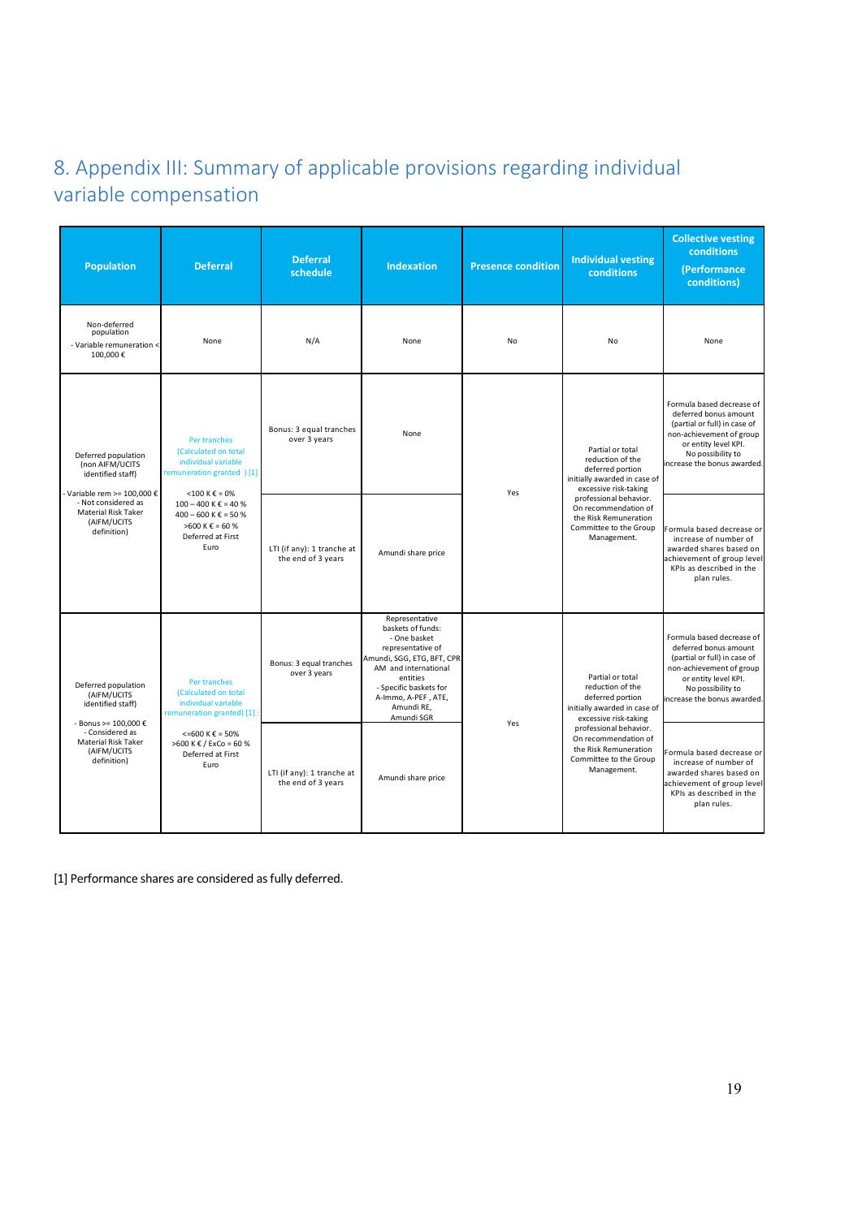# 8. Appendix III: Summary of applicable provisions regarding individual variable compensation

| Population | Deferral | Deferral schedule | Indexation | Presence condition | Individual vesting conditions | Collective vesting conditions (Performance conditions) |
|---|---|---|---|---|---|---|
| Non-deferred population<br>- Variable remuneration < 100,000 € | None | N/A | None | No | No | None |
| Deferred population (non AIFM/UCITS identified staff)<br>- Variable rem >= 100,000 €<br>- Not considered as Material Risk Taker (AIFM/UCITS definition) | Per tranches (Calculated on total individual variable remuneration granted ) [1]<br><100 K € = 0%<br>100 – 400 K € = 40 %<br>400 – 600 K € = 50 %<br>>600 K € = 60 %<br>Deferred at First Euro | Bonus: 3 equal tranches over 3 years | None | Yes | Partial or total reduction of the deferred portion initially awarded in case of excessive risk-taking professional behavior. On recommendation of the Risk Remuneration Committee to the Group Management. | Formula based decrease of deferred bonus amount (partial or full) in case of non-achievement of group or entity level KPI. No possibility to increase the bonus awarded. |
| | | LTI (if any): 1 tranche at the end of 3 years | Amundi share price | | | Formula based decrease or increase of number of awarded shares based on achievement of group level KPIs as described in the plan rules. |
| Deferred population (AIFM/UCITS identified staff)<br>- Bonus >= 100,000 €<br>- Considered as Material Risk Taker (AIFM/UCITS definition) | Per tranches (Calculated on total individual variable remuneration granted) [1] :<br><=600 K € = 50%<br>>600 K € / ExCo = 60 %<br>Deferred at First Euro | Bonus: 3 equal tranches over 3 years | Representative baskets of funds:<br>- One basket representative of Amundi, SGG, ETG, BFT, CPR AM and international entities<br>- Specific baskets for A-Immo, A-PEF , ATE, Amundi RE, Amundi SGR | Yes | Partial or total reduction of the deferred portion initially awarded in case of excessive risk-taking professional behavior. On recommendation of the Risk Remuneration Committee to the Group Management. | Formula based decrease of deferred bonus amount (partial or full) in case of non-achievement of group or entity level KPI. No possibility to increase the bonus awarded. |
| | | LTI (if any): 1 tranche at the end of 3 years | Amundi share price | | | Formula based decrease or increase of number of awarded shares based on achievement of group level KPIs as described in the plan rules. |

[1] Performance shares are considered as fully deferred.